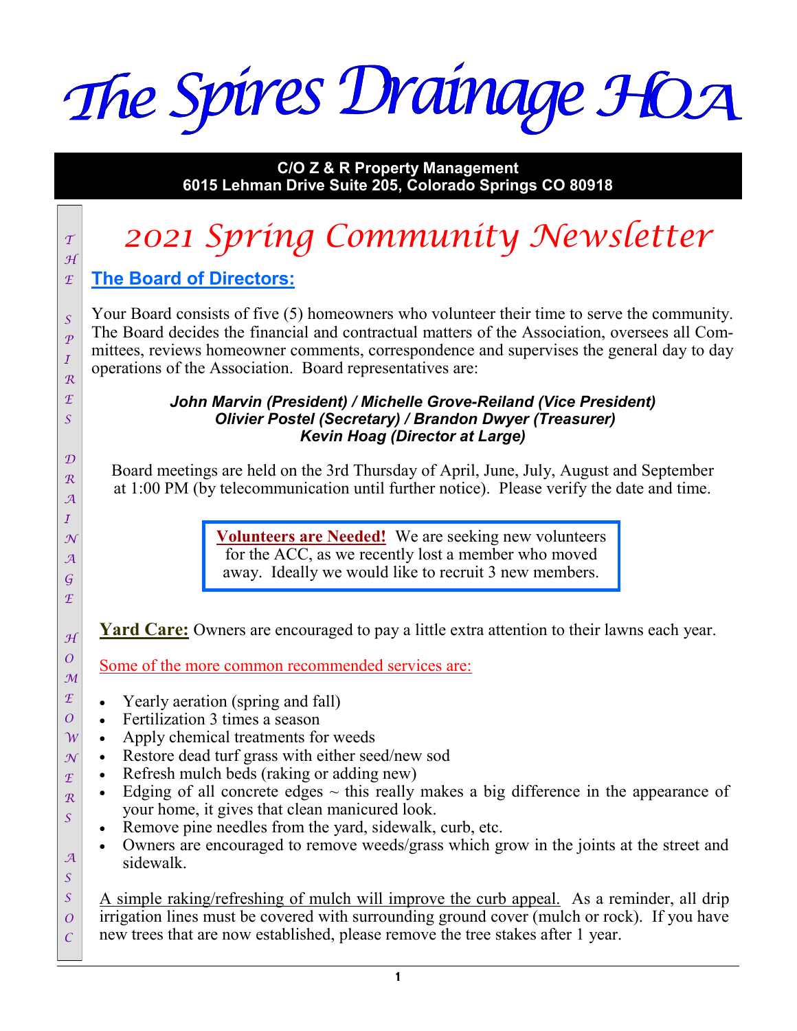# The Spires Drainage HOA

**C/O Z & R Property Management**
**6015 Lehman Drive Suite 205, Colorado Springs CO 80918**

## 2021 Spring Community Newsletter

### The Board of Directors:

Your Board consists of five (5) homeowners who volunteer their time to serve the community. The Board decides the financial and contractual matters of the Association, oversees all Committees, reviews homeowner comments, correspondence and supervises the general day to day operations of the Association. Board representatives are:

***John Marvin (President) / Michelle Grove-Reiland (Vice President)***
***Olivier Postel (Secretary) / Brandon Dwyer (Treasurer)***
***Kevin Hoag (Director at Large)***

Board meetings are held on the 3rd Thursday of April, June, July, August and September at 1:00 PM (by telecommunication until further notice). Please verify the date and time.

> **Volunteers are Needed!** We are seeking new volunteers for the ACC, as we recently lost a member who moved away. Ideally we would like to recruit 3 new members.

**Yard Care:** Owners are encouraged to pay a little extra attention to their lawns each year.

Some of the more common recommended services are:

- Yearly aeration (spring and fall)
- Fertilization 3 times a season
- Apply chemical treatments for weeds
- Restore dead turf grass with either seed/new sod
- Refresh mulch beds (raking or adding new)
- Edging of all concrete edges ~ this really makes a big difference in the appearance of your home, it gives that clean manicured look.
- Remove pine needles from the yard, sidewalk, curb, etc.
- Owners are encouraged to remove weeds/grass which grow in the joints at the street and sidewalk.

A simple raking/refreshing of mulch will improve the curb appeal. As a reminder, all drip irrigation lines must be covered with surrounding ground cover (mulch or rock). If you have new trees that are now established, please remove the tree stakes after 1 year.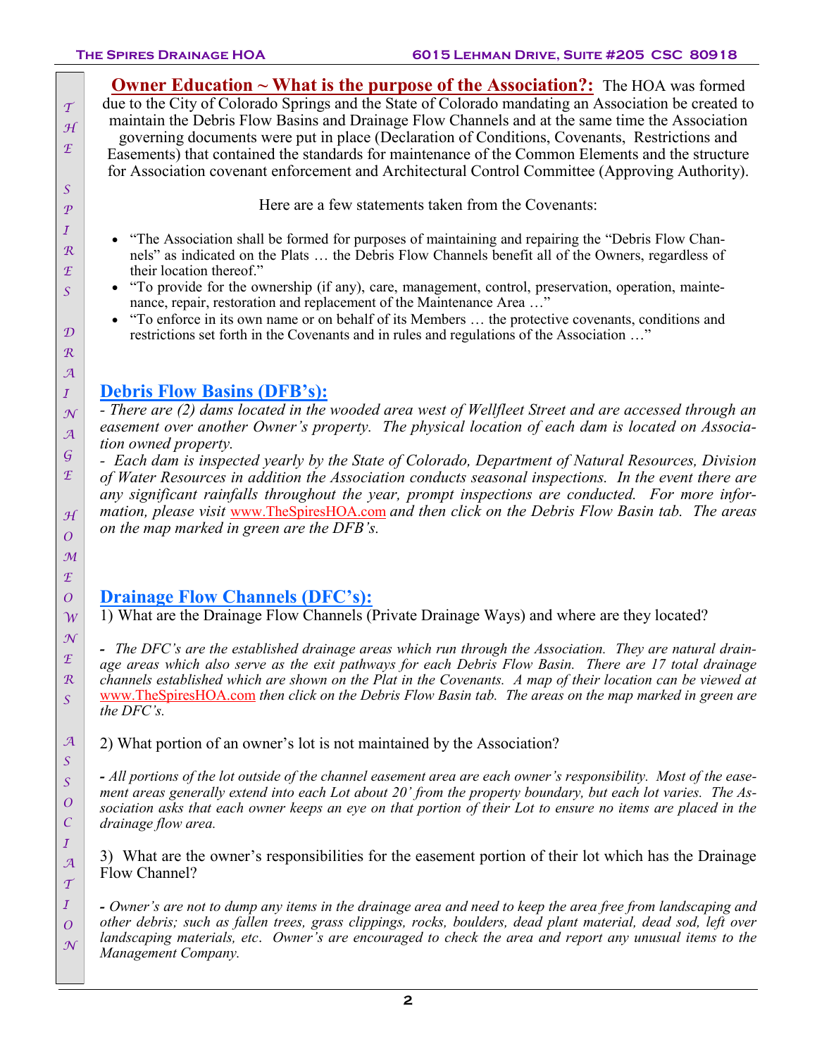**Owner Education ~ What is the purpose of the Association?:** The HOA was formed due to the City of Colorado Springs and the State of Colorado mandating an Association be created to maintain the Debris Flow Basins and Drainage Flow Channels and at the same time the Association governing documents were put in place (Declaration of Conditions, Covenants, Restrictions and Easements) that contained the standards for maintenance of the Common Elements and the structure for Association covenant enforcement and Architectural Control Committee (Approving Authority).

Here are a few statements taken from the Covenants:

- "The Association shall be formed for purposes of maintaining and repairing the "Debris Flow Channels" as indicated on the Plats … the Debris Flow Channels benefit all of the Owners, regardless of their location thereof."
- "To provide for the ownership (if any), care, management, control, preservation, operation, maintenance, repair, restoration and replacement of the Maintenance Area …"
- "To enforce in its own name or on behalf of its Members … the protective covenants, conditions and restrictions set forth in the Covenants and in rules and regulations of the Association …"

## Debris Flow Basins (DFB's):

*- There are (2) dams located in the wooded area west of Wellfleet Street and are accessed through an easement over another Owner's property. The physical location of each dam is located on Association owned property.*

*- Each dam is inspected yearly by the State of Colorado, Department of Natural Resources, Division of Water Resources in addition the Association conducts seasonal inspections. In the event there are any significant rainfalls throughout the year, prompt inspections are conducted. For more information, please visit* www.TheSpiresHOA.com *and then click on the Debris Flow Basin tab. The areas on the map marked in green are the DFB's.*

## Drainage Flow Channels (DFC's):

1) What are the Drainage Flow Channels (Private Drainage Ways) and where are they located?

*- The DFC's are the established drainage areas which run through the Association. They are natural drainage areas which also serve as the exit pathways for each Debris Flow Basin. There are 17 total drainage channels established which are shown on the Plat in the Covenants. A map of their location can be viewed at* www.TheSpiresHOA.com *then click on the Debris Flow Basin tab. The areas on the map marked in green are the DFC's.*

2) What portion of an owner's lot is not maintained by the Association?

*- All portions of the lot outside of the channel easement area are each owner's responsibility. Most of the easement areas generally extend into each Lot about 20' from the property boundary, but each lot varies. The Association asks that each owner keeps an eye on that portion of their Lot to ensure no items are placed in the drainage flow area.*

3) What are the owner's responsibilities for the easement portion of their lot which has the Drainage Flow Channel?

*- Owner's are not to dump any items in the drainage area and need to keep the area free from landscaping and other debris; such as fallen trees, grass clippings, rocks, boulders, dead plant material, dead sod, left over landscaping materials, etc. Owner's are encouraged to check the area and report any unusual items to the Management Company.*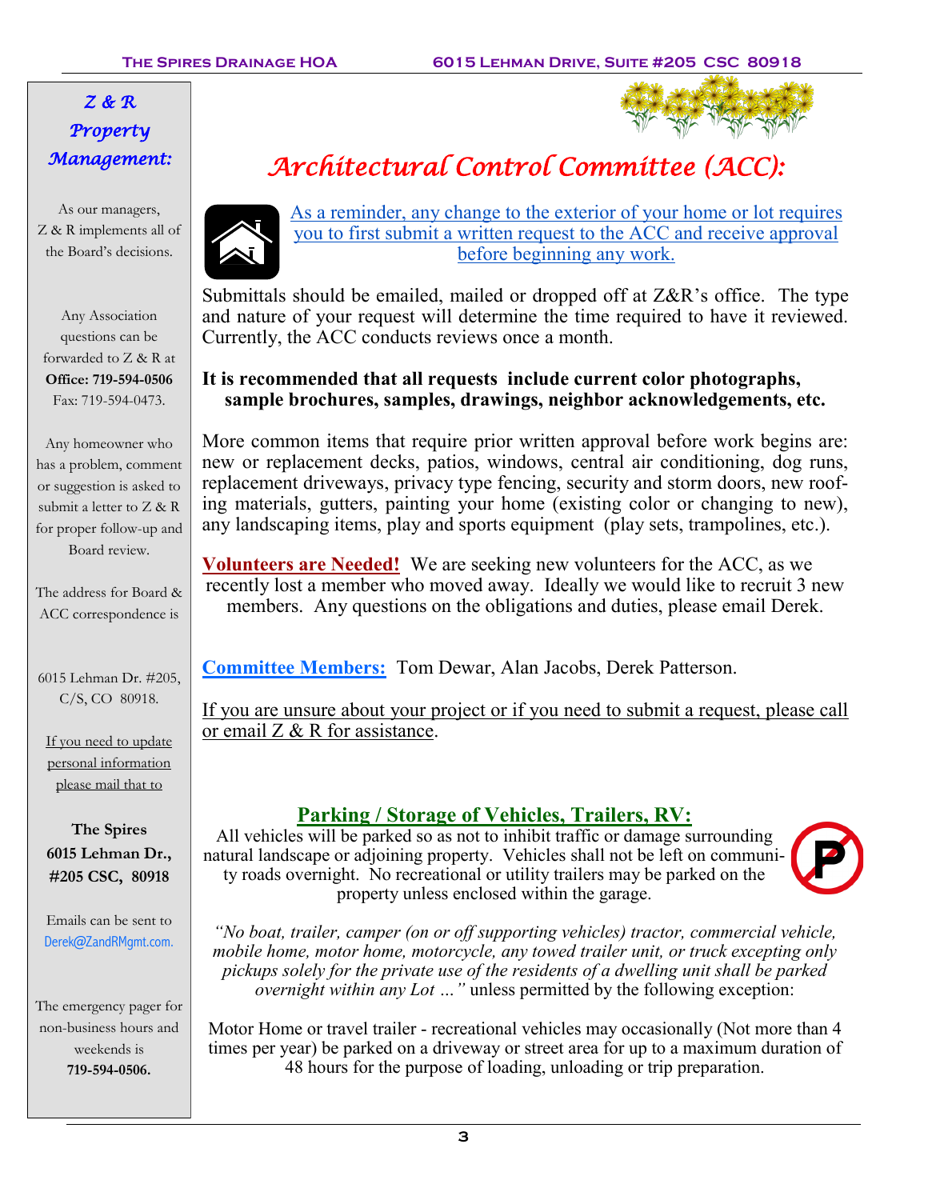## *Z & R Property Management:*

As our managers, Z & R implements all of the Board's decisions.

Any Association questions can be forwarded to Z & R at **Office: 719-594-0506** Fax: 719-594-0473.

Any homeowner who has a problem, comment or suggestion is asked to submit a letter to Z & R for proper follow-up and Board review.

The address for Board & ACC correspondence is

6015 Lehman Dr. #205, C/S, CO 80918.

If you need to update personal information please mail that to

**The Spires**
**6015 Lehman Dr., #205 CSC, 80918**

Emails can be sent to Derek@ZandRMgmt.com.

The emergency pager for non-business hours and weekends is **719-594-0506.**

# *Architectural Control Committee (ACC):*

As a reminder, any change to the exterior of your home or lot requires you to first submit a written request to the ACC and receive approval before beginning any work.

Submittals should be emailed, mailed or dropped off at Z&R's office. The type and nature of your request will determine the time required to have it reviewed. Currently, the ACC conducts reviews once a month.

**It is recommended that all requests include current color photographs, sample brochures, samples, drawings, neighbor acknowledgements, etc.**

More common items that require prior written approval before work begins are: new or replacement decks, patios, windows, central air conditioning, dog runs, replacement driveways, privacy type fencing, security and storm doors, new roofing materials, gutters, painting your home (existing color or changing to new), any landscaping items, play and sports equipment (play sets, trampolines, etc.).

**Volunteers are Needed!** We are seeking new volunteers for the ACC, as we recently lost a member who moved away. Ideally we would like to recruit 3 new members. Any questions on the obligations and duties, please email Derek.

**Committee Members:** Tom Dewar, Alan Jacobs, Derek Patterson.

If you are unsure about your project or if you need to submit a request, please call or email Z & R for assistance.

## Parking / Storage of Vehicles, Trailers, RV:

All vehicles will be parked so as not to inhibit traffic or damage surrounding natural landscape or adjoining property. Vehicles shall not be left on community roads overnight. No recreational or utility trailers may be parked on the property unless enclosed within the garage.

*"No boat, trailer, camper (on or off supporting vehicles) tractor, commercial vehicle, mobile home, motor home, motorcycle, any towed trailer unit, or truck excepting only pickups solely for the private use of the residents of a dwelling unit shall be parked overnight within any Lot …"* unless permitted by the following exception:

Motor Home or travel trailer - recreational vehicles may occasionally (Not more than 4 times per year) be parked on a driveway or street area for up to a maximum duration of 48 hours for the purpose of loading, unloading or trip preparation.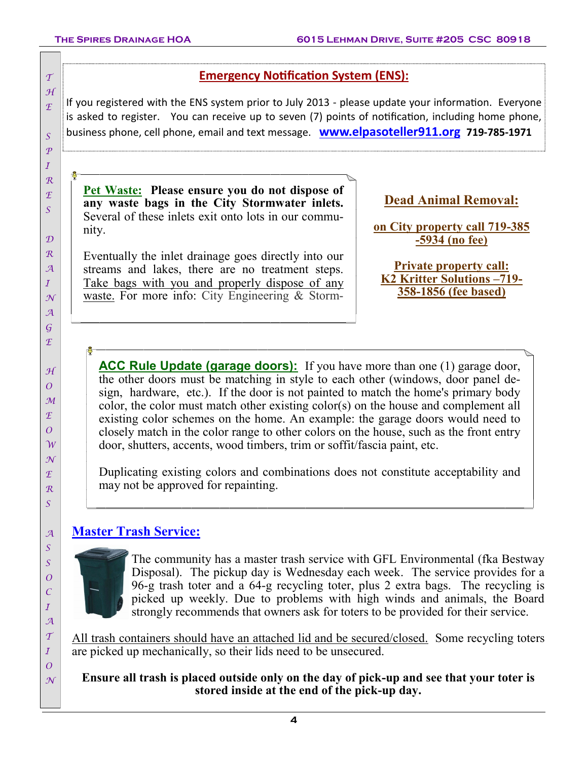## Emergency Notification System (ENS):

If you registered with the ENS system prior to July 2013 - please update your information. Everyone is asked to register. You can receive up to seven (7) points of notification, including home phone, business phone, cell phone, email and text message. **www.elpasoteller911.org** **719-785-1971**

**Pet Waste:** **Please ensure you do not dispose of any waste bags in the City Stormwater inlets.** Several of these inlets exit onto lots in our community.

Eventually the inlet drainage goes directly into our streams and lakes, there are no treatment steps. Take bags with you and properly dispose of any waste. For more info: City Engineering & Storm-

**Dead Animal Removal:**

**on City property call 719-385-5934 (no fee)**

**Private property call:**
**K2 Kritter Solutions –719-358-1856 (fee based)**

**ACC Rule Update (garage doors):** If you have more than one (1) garage door, the other doors must be matching in style to each other (windows, door panel design, hardware, etc.). If the door is not painted to match the home's primary body color, the color must match other existing color(s) on the house and complement all existing color schemes on the home. An example: the garage doors would need to closely match in the color range to other colors on the house, such as the front entry door, shutters, accents, wood timbers, trim or soffit/fascia paint, etc.

Duplicating existing colors and combinations does not constitute acceptability and may not be approved for repainting.

## Master Trash Service:

The community has a master trash service with GFL Environmental (fka Bestway Disposal). The pickup day is Wednesday each week. The service provides for a 96-g trash toter and a 64-g recycling toter, plus 2 extra bags. The recycling is picked up weekly. Due to problems with high winds and animals, the Board strongly recommends that owners ask for toters to be provided for their service.

All trash containers should have an attached lid and be secured/closed. Some recycling toters are picked up mechanically, so their lids need to be unsecured.

**Ensure all trash is placed outside only on the day of pick-up and see that your toter is stored inside at the end of the pick-up day.**